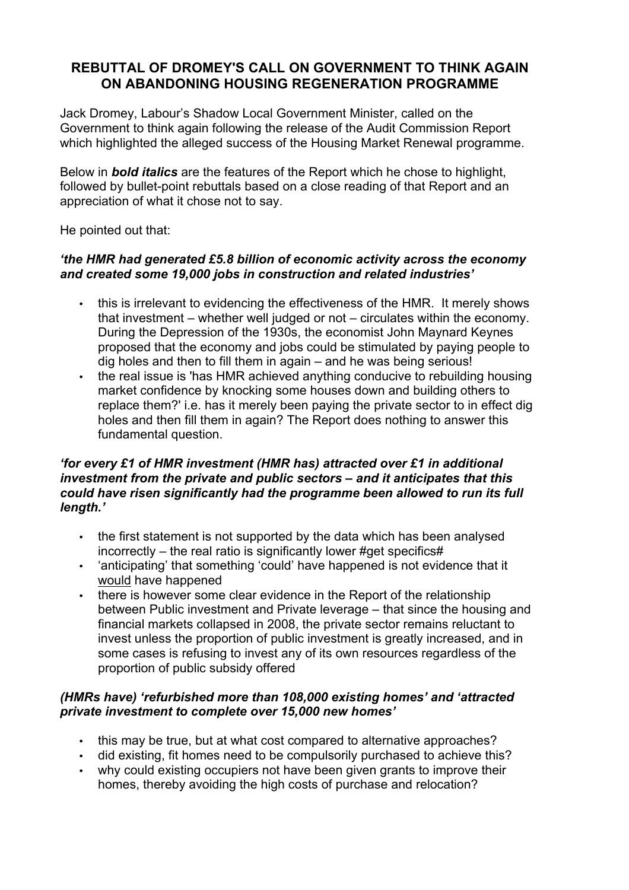# REBUTTAL OF DROMEY'S CALL ON GOVERNMENT TO THINK AGAIN ON ABANDONING HOUSING REGENERATION PROGRAMME

Jack Dromey, Labour's Shadow Local Government Minister, called on the Government to think again following the release of the Audit Commission Report which highlighted the alleged success of the Housing Market Renewal programme.

Below in ***bold italics*** are the features of the Report which he chose to highlight, followed by bullet-point rebuttals based on a close reading of that Report and an appreciation of what it chose not to say.

He pointed out that:

***'the HMR had generated £5.8 billion of economic activity across the economy and created some 19,000 jobs in construction and related industries'***

- this is irrelevant to evidencing the effectiveness of the HMR. It merely shows that investment – whether well judged or not – circulates within the economy. During the Depression of the 1930s, the economist John Maynard Keynes proposed that the economy and jobs could be stimulated by paying people to dig holes and then to fill them in again – and he was being serious!
- the real issue is 'has HMR achieved anything conducive to rebuilding housing market confidence by knocking some houses down and building others to replace them?' i.e. has it merely been paying the private sector to in effect dig holes and then fill them in again? The Report does nothing to answer this fundamental question.

***'for every £1 of HMR investment (HMR has) attracted over £1 in additional investment from the private and public sectors – and it anticipates that this could have risen significantly had the programme been allowed to run its full length.'***

- the first statement is not supported by the data which has been analysed incorrectly – the real ratio is significantly lower #get specifics#
- 'anticipating' that something 'could' have happened is not evidence that it <u>would</u> have happened
- there is however some clear evidence in the Report of the relationship between Public investment and Private leverage – that since the housing and financial markets collapsed in 2008, the private sector remains reluctant to invest unless the proportion of public investment is greatly increased, and in some cases is refusing to invest any of its own resources regardless of the proportion of public subsidy offered

***(HMRs have) 'refurbished more than 108,000 existing homes' and 'attracted private investment to complete over 15,000 new homes'***

- this may be true, but at what cost compared to alternative approaches?
- did existing, fit homes need to be compulsorily purchased to achieve this?
- why could existing occupiers not have been given grants to improve their homes, thereby avoiding the high costs of purchase and relocation?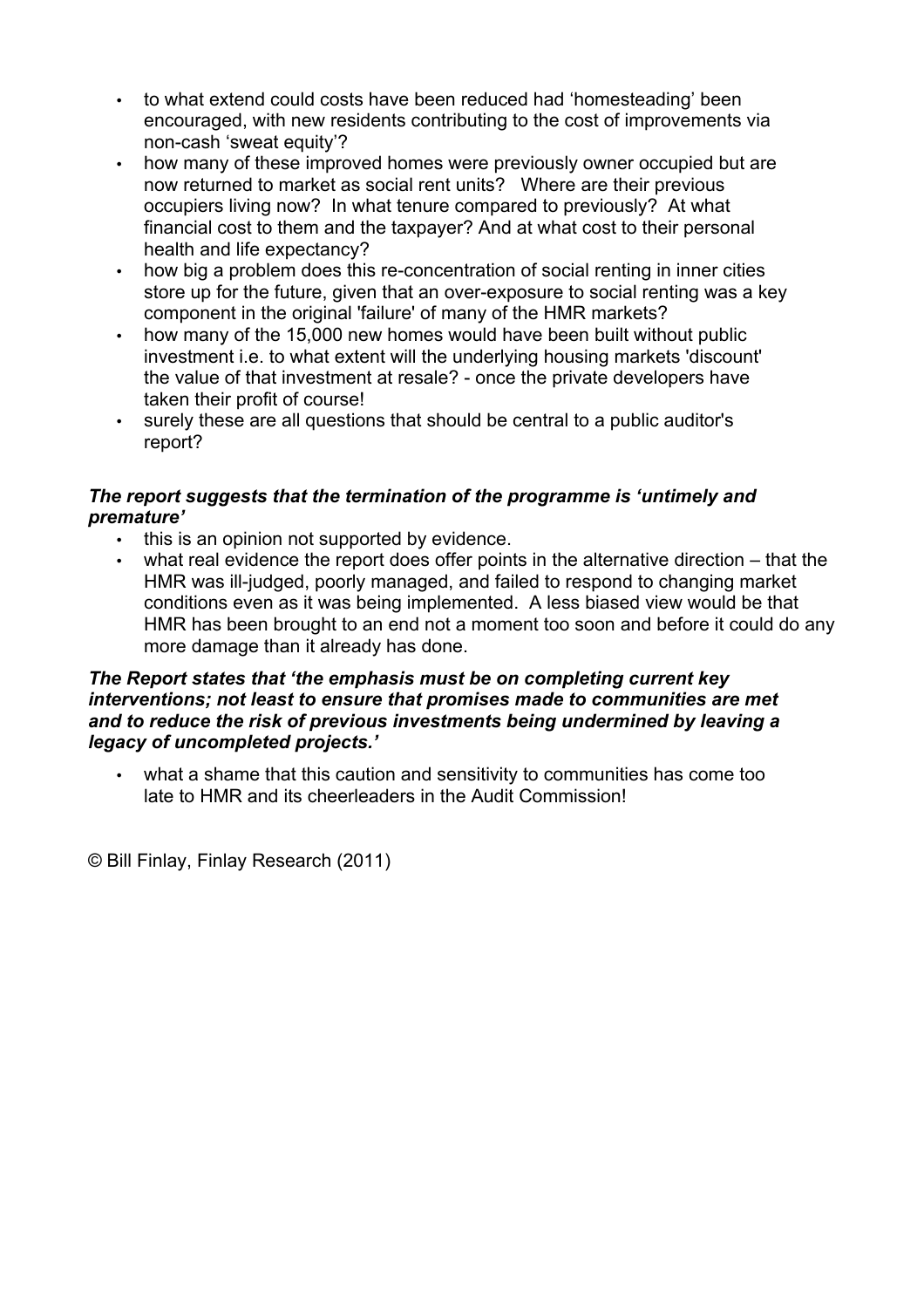- to what extend could costs have been reduced had 'homesteading' been encouraged, with new residents contributing to the cost of improvements via non-cash 'sweat equity'?
- how many of these improved homes were previously owner occupied but are now returned to market as social rent units? Where are their previous occupiers living now? In what tenure compared to previously? At what financial cost to them and the taxpayer? And at what cost to their personal health and life expectancy?
- how big a problem does this re-concentration of social renting in inner cities store up for the future, given that an over-exposure to social renting was a key component in the original 'failure' of many of the HMR markets?
- how many of the 15,000 new homes would have been built without public investment i.e. to what extent will the underlying housing markets 'discount' the value of that investment at resale? - once the private developers have taken their profit of course!
- surely these are all questions that should be central to a public auditor's report?

***The report suggests that the termination of the programme is 'untimely and premature'***

- this is an opinion not supported by evidence.
- what real evidence the report does offer points in the alternative direction – that the HMR was ill-judged, poorly managed, and failed to respond to changing market conditions even as it was being implemented. A less biased view would be that HMR has been brought to an end not a moment too soon and before it could do any more damage than it already has done.

***The Report states that 'the emphasis must be on completing current key interventions; not least to ensure that promises made to communities are met and to reduce the risk of previous investments being undermined by leaving a legacy of uncompleted projects.'***

- what a shame that this caution and sensitivity to communities has come too late to HMR and its cheerleaders in the Audit Commission!

© Bill Finlay, Finlay Research (2011)